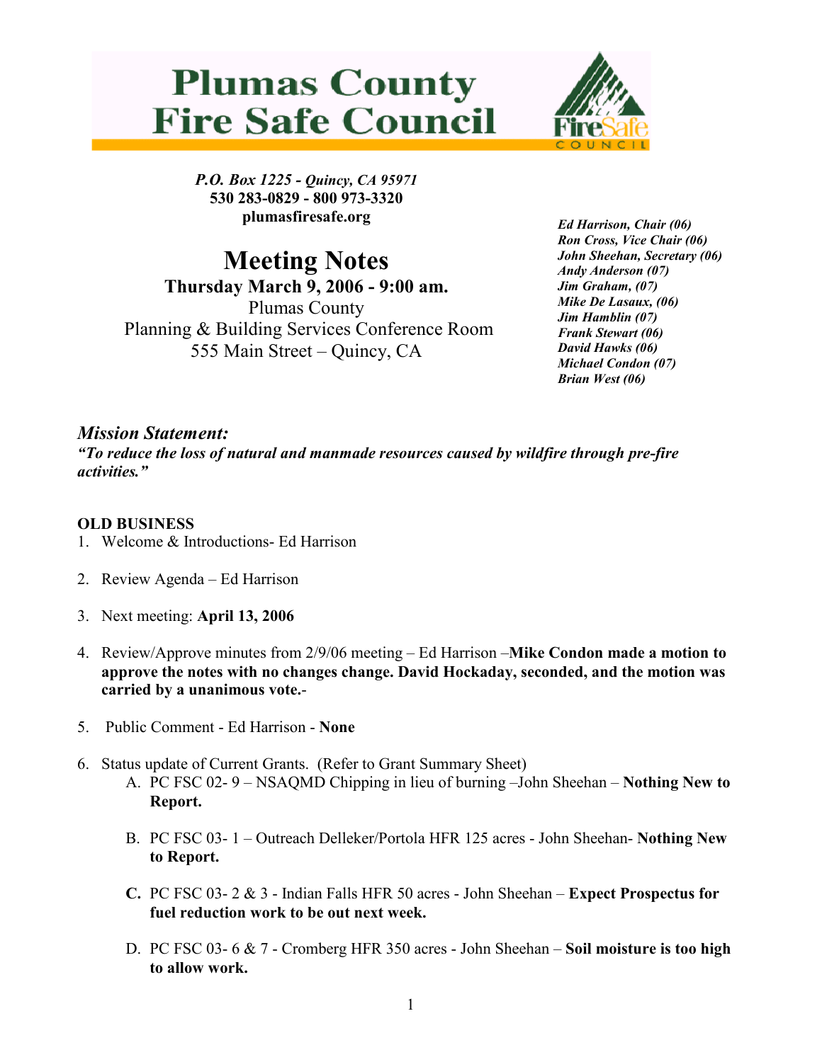# Plumas County Fire Safe Council

*P.O. Box 1225 - Quincy, CA 95971*
**530 283-0829 - 800 973-3320**
**plumasfiresafe.org**

# Meeting Notes

**Thursday March 9, 2006 - 9:00 am.**
Plumas County
Planning & Building Services Conference Room
555 Main Street – Quincy, CA

***Ed Harrison, Chair (06)***
***Ron Cross, Vice Chair (06)***
***John Sheehan, Secretary (06)***
***Andy Anderson (07)***
***Jim Graham, (07)***
***Mike De Lasaux, (06)***
***Jim Hamblin (07)***
***Frank Stewart (06)***
***David Hawks (06)***
***Michael Condon (07)***
***Brian West (06)***

## *Mission Statement:*

***"To reduce the loss of natural and manmade resources caused by wildfire through pre-fire activities."***

**OLD BUSINESS**

1. Welcome & Introductions- Ed Harrison
2. Review Agenda – Ed Harrison
3. Next meeting: **April 13, 2006**
4. Review/Approve minutes from 2/9/06 meeting – Ed Harrison –**Mike Condon made a motion to approve the notes with no changes change. David Hockaday, seconded, and the motion was carried by a unanimous vote.-**
5. Public Comment - Ed Harrison - **None**
6. Status update of Current Grants. (Refer to Grant Summary Sheet)
   A. PC FSC 02- 9 – NSAQMD Chipping in lieu of burning –John Sheehan – **Nothing New to Report.**

   B. PC FSC 03- 1 – Outreach Delleker/Portola HFR 125 acres - John Sheehan- **Nothing New to Report.**

   **C.** PC FSC 03- 2 & 3 - Indian Falls HFR 50 acres - John Sheehan – **Expect Prospectus for fuel reduction work to be out next week.**

   D. PC FSC 03- 6 & 7 - Cromberg HFR 350 acres - John Sheehan – **Soil moisture is too high to allow work.**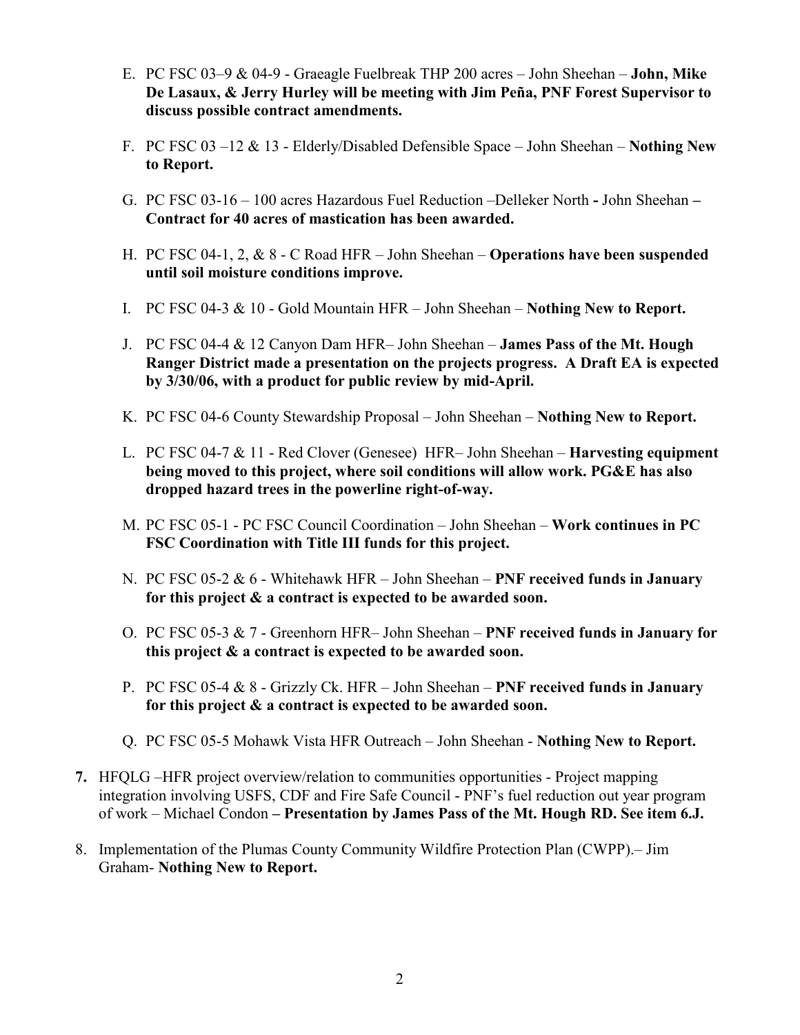E. PC FSC 03–9 & 04-9 - Graeagle Fuelbreak THP 200 acres – John Sheehan – **John, Mike De Lasaux, & Jerry Hurley will be meeting with Jim Peña, PNF Forest Supervisor to discuss possible contract amendments.**

F. PC FSC 03 –12 & 13 - Elderly/Disabled Defensible Space – John Sheehan – **Nothing New to Report.**

G. PC FSC 03-16 – 100 acres Hazardous Fuel Reduction –Delleker North **-** John Sheehan **– Contract for 40 acres of mastication has been awarded.**

H. PC FSC 04-1, 2, & 8 - C Road HFR – John Sheehan – **Operations have been suspended until soil moisture conditions improve.**

I. PC FSC 04-3 & 10 - Gold Mountain HFR – John Sheehan – **Nothing New to Report.**

J. PC FSC 04-4 & 12 Canyon Dam HFR– John Sheehan – **James Pass of the Mt. Hough Ranger District made a presentation on the projects progress. A Draft EA is expected by 3/30/06, with a product for public review by mid-April.**

K. PC FSC 04-6 County Stewardship Proposal – John Sheehan – **Nothing New to Report.**

L. PC FSC 04-7 & 11 - Red Clover (Genesee) HFR– John Sheehan – **Harvesting equipment being moved to this project, where soil conditions will allow work. PG&E has also dropped hazard trees in the powerline right-of-way.**

M. PC FSC 05-1 - PC FSC Council Coordination – John Sheehan – **Work continues in PC FSC Coordination with Title III funds for this project.**

N. PC FSC 05-2 & 6 - Whitehawk HFR – John Sheehan – **PNF received funds in January for this project & a contract is expected to be awarded soon.**

O. PC FSC 05-3 & 7 - Greenhorn HFR– John Sheehan – **PNF received funds in January for this project & a contract is expected to be awarded soon.**

P. PC FSC 05-4 & 8 - Grizzly Ck. HFR – John Sheehan – **PNF received funds in January for this project & a contract is expected to be awarded soon.**

Q. PC FSC 05-5 Mohawk Vista HFR Outreach – John Sheehan - **Nothing New to Report.**

**7.** HFQLG –HFR project overview/relation to communities opportunities - Project mapping integration involving USFS, CDF and Fire Safe Council - PNF's fuel reduction out year program of work – Michael Condon **– Presentation by James Pass of the Mt. Hough RD. See item 6.J.**

8. Implementation of the Plumas County Community Wildfire Protection Plan (CWPP).– Jim Graham- **Nothing New to Report.**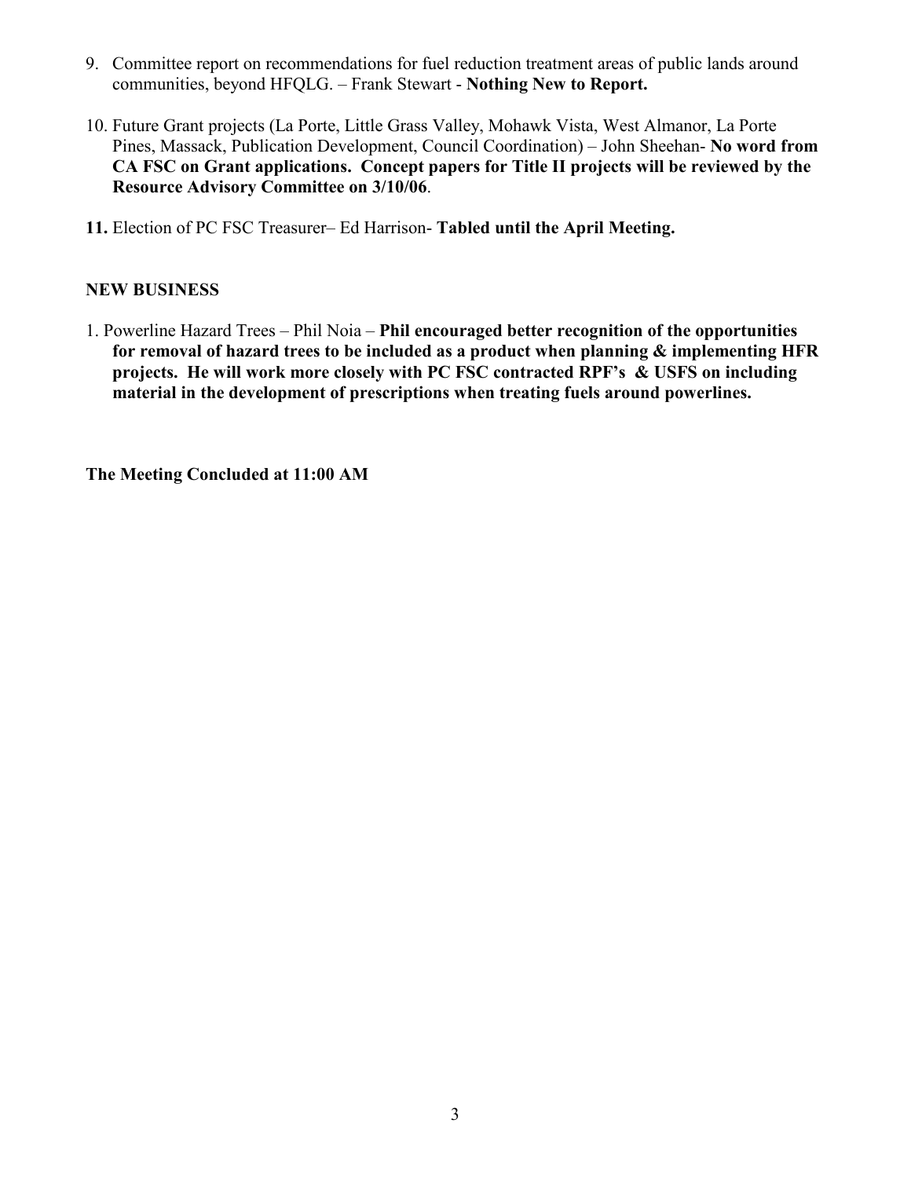9. Committee report on recommendations for fuel reduction treatment areas of public lands around communities, beyond HFQLG. – Frank Stewart - **Nothing New to Report.**

10. Future Grant projects (La Porte, Little Grass Valley, Mohawk Vista, West Almanor, La Porte Pines, Massack, Publication Development, Council Coordination) – John Sheehan- **No word from CA FSC on Grant applications. Concept papers for Title II projects will be reviewed by the Resource Advisory Committee on 3/10/06**.

**11.** Election of PC FSC Treasurer– Ed Harrison- **Tabled until the April Meeting.**

**NEW BUSINESS**

1. Powerline Hazard Trees – Phil Noia – **Phil encouraged better recognition of the opportunities for removal of hazard trees to be included as a product when planning & implementing HFR projects. He will work more closely with PC FSC contracted RPF's & USFS on including material in the development of prescriptions when treating fuels around powerlines.**

**The Meeting Concluded at 11:00 AM**